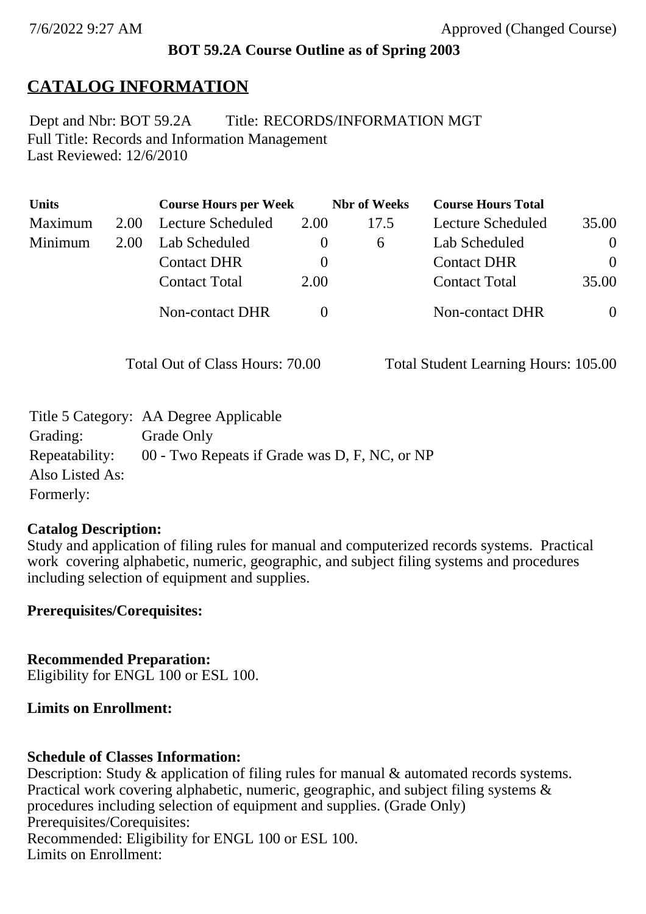7/6/2022 9:27 AM Approved (Changed Course)

**BOT 59.2A Course Outline as of Spring 2003**

# CATALOG INFORMATION

Dept and Nbr: BOT 59.2A Title: RECORDS/INFORMATION MGT
Full Title: Records and Information Management
Last Reviewed: 12/6/2010

| Units | | Course Hours per Week | | Nbr of Weeks | Course Hours Total | |
|---|---|---|---|---|---|---|
| Maximum | 2.00 | Lecture Scheduled | 2.00 | 17.5 | Lecture Scheduled | 35.00 |
| Minimum | 2.00 | Lab Scheduled | 0 | 6 | Lab Scheduled | 0 |
| | | Contact DHR | 0 | | Contact DHR | 0 |
| | | Contact Total | 2.00 | | Contact Total | 35.00 |
| | | Non-contact DHR | 0 | | Non-contact DHR | 0 |

Total Out of Class Hours: 70.00 Total Student Learning Hours: 105.00

Title 5 Category: AA Degree Applicable
Grading: Grade Only
Repeatability: 00 - Two Repeats if Grade was D, F, NC, or NP
Also Listed As:
Formerly:

**Catalog Description:**
Study and application of filing rules for manual and computerized records systems. Practical work covering alphabetic, numeric, geographic, and subject filing systems and procedures including selection of equipment and supplies.

**Prerequisites/Corequisites:**

**Recommended Preparation:**
Eligibility for ENGL 100 or ESL 100.

**Limits on Enrollment:**

**Schedule of Classes Information:**
Description: Study & application of filing rules for manual & automated records systems. Practical work covering alphabetic, numeric, geographic, and subject filing systems & procedures including selection of equipment and supplies. (Grade Only)
Prerequisites/Corequisites:
Recommended: Eligibility for ENGL 100 or ESL 100.
Limits on Enrollment: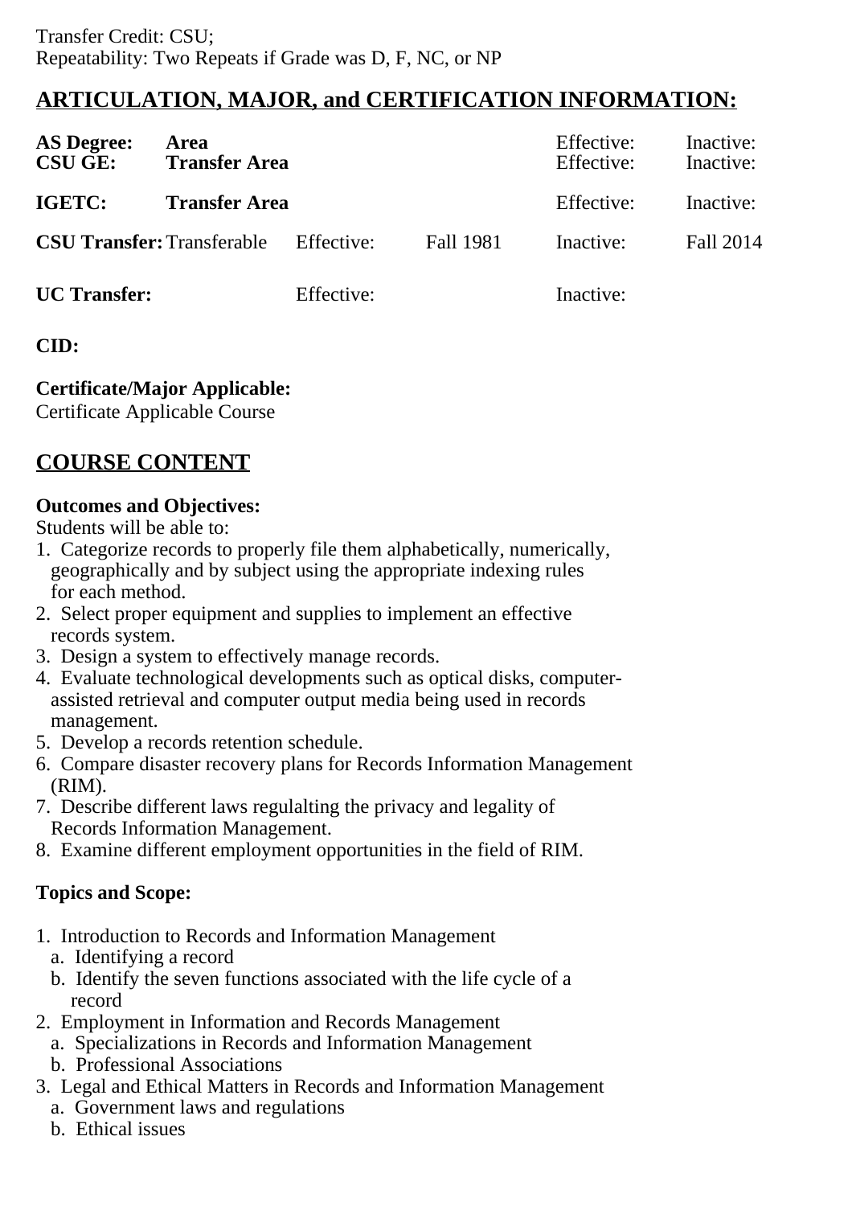Transfer Credit: CSU;
Repeatability: Two Repeats if Grade was D, F, NC, or NP

## ARTICULATION, MAJOR, and CERTIFICATION INFORMATION:

| | | | | | |
|---|---|---|---|---|---|
| **AS Degree:** | **Area** | | | Effective: | Inactive: |
| **CSU GE:** | **Transfer Area** | | | Effective: | Inactive: |
| **IGETC:** | **Transfer Area** | | | Effective: | Inactive: |
| **CSU Transfer:** | Transferable | Effective: | Fall 1981 | Inactive: | Fall 2014 |
| **UC Transfer:** | | Effective: | | Inactive: | |

**CID:**

**Certificate/Major Applicable:**
Certificate Applicable Course

## COURSE CONTENT

**Outcomes and Objectives:**
Students will be able to:
1. Categorize records to properly file them alphabetically, numerically, geographically and by subject using the appropriate indexing rules for each method.
2. Select proper equipment and supplies to implement an effective records system.
3. Design a system to effectively manage records.
4. Evaluate technological developments such as optical disks, computer-assisted retrieval and computer output media being used in records management.
5. Develop a records retention schedule.
6. Compare disaster recovery plans for Records Information Management (RIM).
7. Describe different laws regulalting the privacy and legality of Records Information Management.
8. Examine different employment opportunities in the field of RIM.

**Topics and Scope:**

1. Introduction to Records and Information Management
   a. Identifying a record
   b. Identify the seven functions associated with the life cycle of a record
2. Employment in Information and Records Management
   a. Specializations in Records and Information Management
   b. Professional Associations
3. Legal and Ethical Matters in Records and Information Management
   a. Government laws and regulations
   b. Ethical issues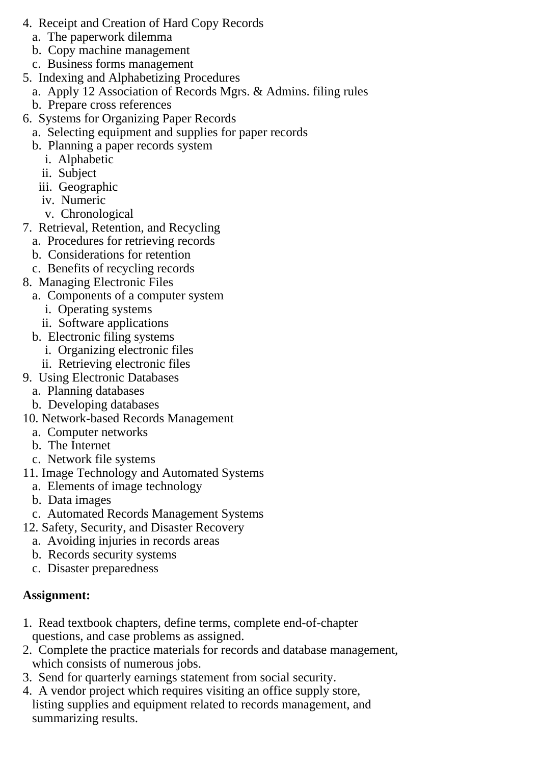4. Receipt and Creation of Hard Copy Records
   a. The paperwork dilemma
   b. Copy machine management
   c. Business forms management
5. Indexing and Alphabetizing Procedures
   a. Apply 12 Association of Records Mgrs. & Admins. filing rules
   b. Prepare cross references
6. Systems for Organizing Paper Records
   a. Selecting equipment and supplies for paper records
   b. Planning a paper records system
      i. Alphabetic
      ii. Subject
      iii. Geographic
      iv. Numeric
      v. Chronological
7. Retrieval, Retention, and Recycling
   a. Procedures for retrieving records
   b. Considerations for retention
   c. Benefits of recycling records
8. Managing Electronic Files
   a. Components of a computer system
      i. Operating systems
      ii. Software applications
   b. Electronic filing systems
      i. Organizing electronic files
      ii. Retrieving electronic files
9. Using Electronic Databases
   a. Planning databases
   b. Developing databases
10. Network-based Records Management
    a. Computer networks
    b. The Internet
    c. Network file systems
11. Image Technology and Automated Systems
    a. Elements of image technology
    b. Data images
    c. Automated Records Management Systems
12. Safety, Security, and Disaster Recovery
    a. Avoiding injuries in records areas
    b. Records security systems
    c. Disaster preparedness

**Assignment:**

1. Read textbook chapters, define terms, complete end-of-chapter questions, and case problems as assigned.
2. Complete the practice materials for records and database management, which consists of numerous jobs.
3. Send for quarterly earnings statement from social security.
4. A vendor project which requires visiting an office supply store, listing supplies and equipment related to records management, and summarizing results.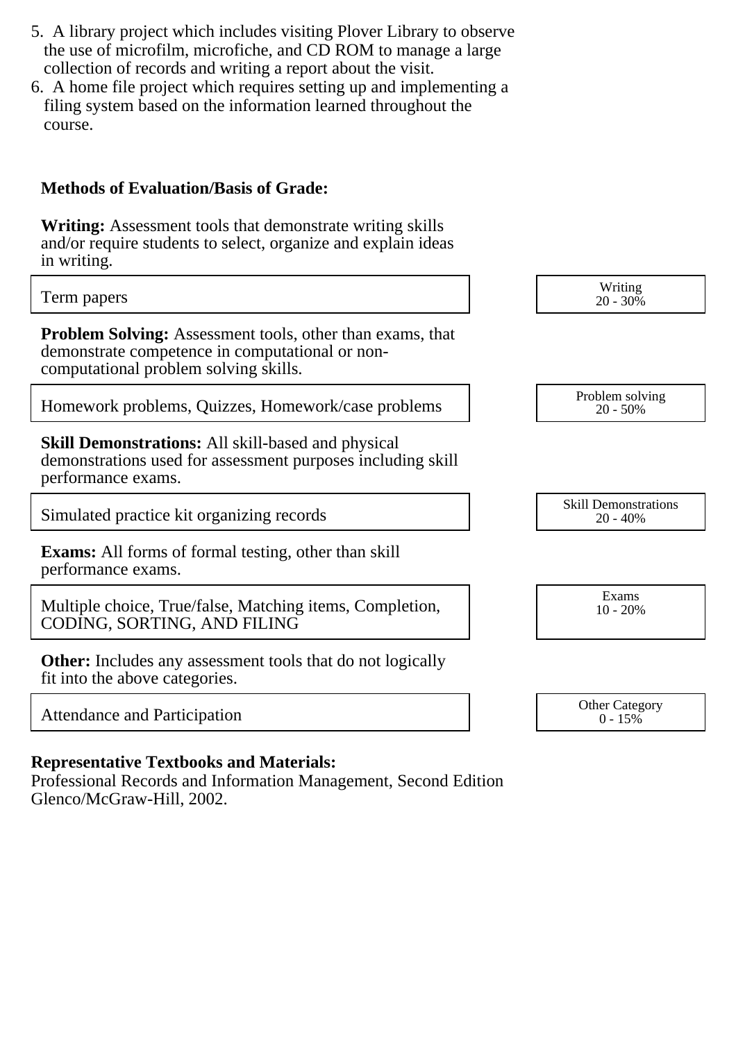5. A library project which includes visiting Plover Library to observe the use of microfilm, microfiche, and CD ROM to manage a large collection of records and writing a report about the visit.
6. A home file project which requires setting up and implementing a filing system based on the information learned throughout the course.

**Methods of Evaluation/Basis of Grade:**

**Writing:** Assessment tools that demonstrate writing skills and/or require students to select, organize and explain ideas in writing.

| | |
|---|---|
| Term papers | Writing<br>20 - 30% |

**Problem Solving:** Assessment tools, other than exams, that demonstrate competence in computational or non-computational problem solving skills.

| | |
|---|---|
| Homework problems, Quizzes, Homework/case problems | Problem solving<br>20 - 50% |

**Skill Demonstrations:** All skill-based and physical demonstrations used for assessment purposes including skill performance exams.

| | |
|---|---|
| Simulated practice kit organizing records | Skill Demonstrations<br>20 - 40% |

**Exams:** All forms of formal testing, other than skill performance exams.

| | |
|---|---|
| Multiple choice, True/false, Matching items, Completion, CODING, SORTING, AND FILING | Exams<br>10 - 20% |

**Other:** Includes any assessment tools that do not logically fit into the above categories.

| | |
|---|---|
| Attendance and Participation | Other Category<br>0 - 15% |

**Representative Textbooks and Materials:**

Professional Records and Information Management, Second Edition
Glenco/McGraw-Hill, 2002.